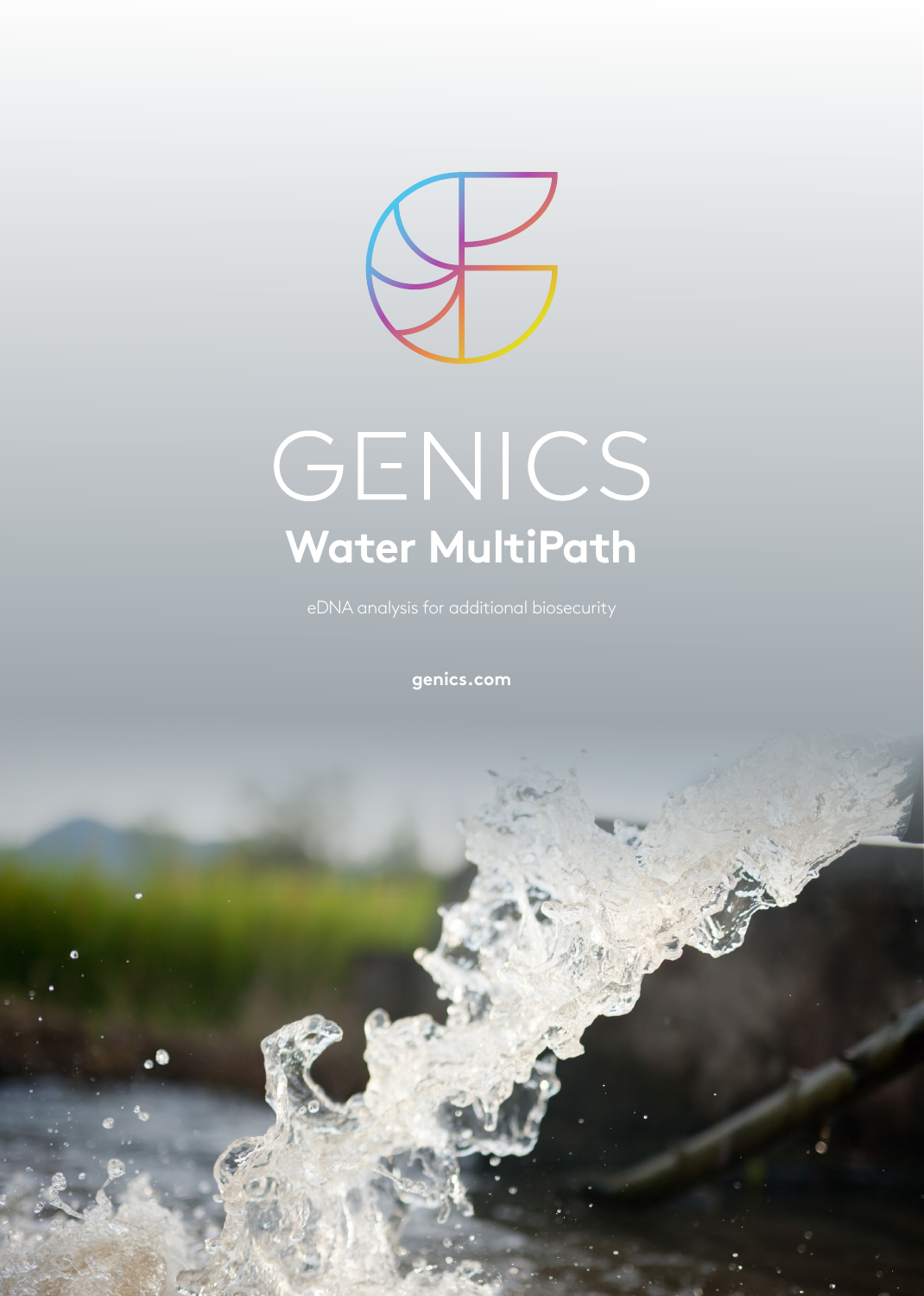# GENICS

## Water MultiPath

eDNA analysis for additional biosecurity

genics.com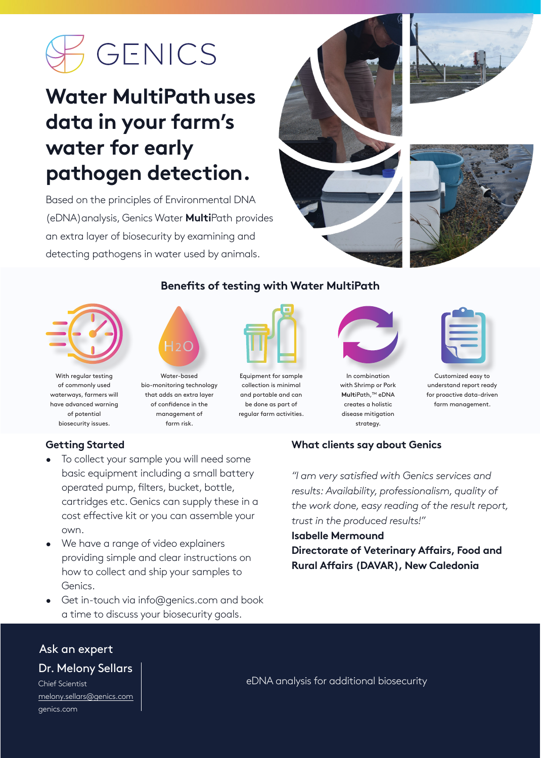# GENICS

## Water MultiPath uses data in your farm's water for early pathogen detection.

Based on the principles of Environmental DNA (eDNA)analysis, Genics Water **Multi**Path provides an extra layer of biosecurity by examining and detecting pathogens in water used by animals.

### Benefits of testing with Water MultiPath

With regular testing of commonly used waterways, farmers will have advanced warning of potential biosecurity issues.

H2O

Water-based bio-monitoring technology that adds an extra layer of confidence in the management of farm risk.

Equipment for sample collection is minimal and portable and can be done as part of regular farm activities.

In combination with Shrimp or Pork **Multi**Path,™ eDNA creates a holistic disease mitigation strategy.

Customized easy to understand report ready for proactive data-driven farm management.

### Getting Started

- To collect your sample you will need some basic equipment including a small battery operated pump, filters, bucket, bottle, cartridges etc. Genics can supply these in a cost effective kit or you can assemble your own.
- We have a range of video explainers providing simple and clear instructions on how to collect and ship your samples to Genics.
- Get in-touch via info@genics.com and book a time to discuss your biosecurity goals.

### What clients say about Genics

*"I am very satisfied with Genics services and results: Availability, professionalism, quality of the work done, easy reading of the result report, trust in the produced results!"*

**Isabelle Mermound**
**Directorate of Veterinary Affairs, Food and Rural Affairs (DAVAR), New Caledonia**

Ask an expert

**Dr. Melony Sellars**
Chief Scientist
melony.sellars@genics.com
genics.com

eDNA analysis for additional biosecurity